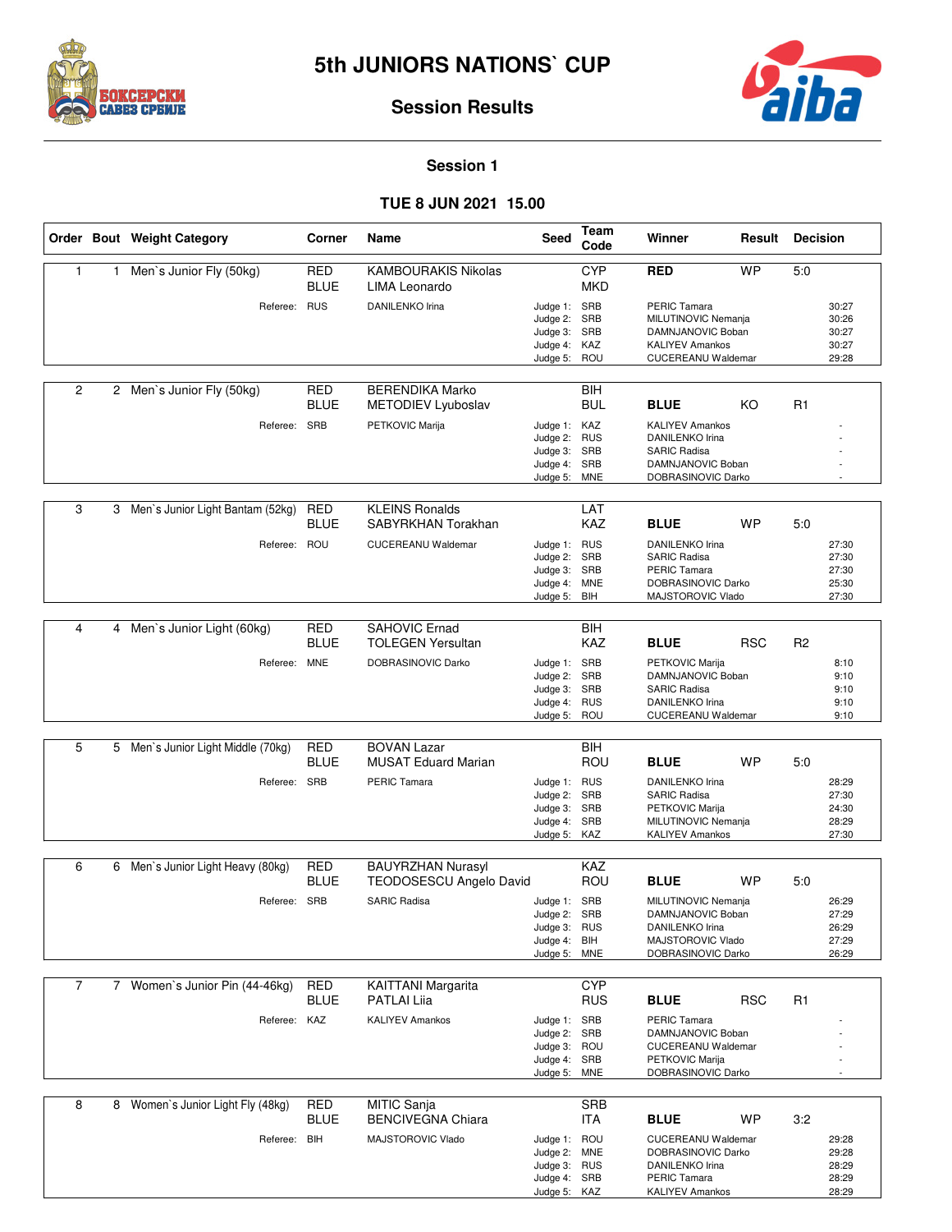# 5th JUNIORS NATIONS` CUP

## Session Results

### Session 1

### TUE 8 JUN 2021 15.00

| Order | Bout | Weight Category | Corner | Name | Seed | Team Code | Winner | Result | Decision |
|---|---|---|---|---|---|---|---|---|---|
| 1 | 1 | Men`s Junior Fly (50kg) | RED | KAMBOURAKIS Nikolas | | CYP | **RED** | WP | 5:0 |
| | | | BLUE | LIMA Leonardo | | MKD | | | |
| | | Referee: | RUS | DANILENKO Irina | Judge 1: | SRB | PERIC Tamara | | 30:27 |
| | | | | | Judge 2: | SRB | MILUTINOVIC Nemanja | | 30:26 |
| | | | | | Judge 3: | SRB | DAMNJANOVIC Boban | | 30:27 |
| | | | | | Judge 4: | KAZ | KALIYEV Amankos | | 30:27 |
| | | | | | Judge 5: | ROU | CUCEREANU Waldemar | | 29:28 |
| 2 | 2 | Men`s Junior Fly (50kg) | RED | BERENDIKA Marko | | BIH | | | |
| | | | BLUE | METODIEV Lyuboslav | | BUL | **BLUE** | KO | R1 |
| | | Referee: | SRB | PETKOVIC Marija | Judge 1: | KAZ | KALIYEV Amankos | | - |
| | | | | | Judge 2: | RUS | DANILENKO Irina | | - |
| | | | | | Judge 3: | SRB | SARIC Radisa | | - |
| | | | | | Judge 4: | SRB | DAMNJANOVIC Boban | | - |
| | | | | | Judge 5: | MNE | DOBRASINOVIC Darko | | - |
| 3 | 3 | Men`s Junior Light Bantam (52kg) | RED | KLEINS Ronalds | | LAT | | | |
| | | | BLUE | SABYRKHAN Torakhan | | KAZ | **BLUE** | WP | 5:0 |
| | | Referee: | ROU | CUCEREANU Waldemar | Judge 1: | RUS | DANILENKO Irina | | 27:30 |
| | | | | | Judge 2: | SRB | SARIC Radisa | | 27:30 |
| | | | | | Judge 3: | SRB | PERIC Tamara | | 27:30 |
| | | | | | Judge 4: | MNE | DOBRASINOVIC Darko | | 25:30 |
| | | | | | Judge 5: | BIH | MAJSTOROVIC Vlado | | 27:30 |
| 4 | 4 | Men`s Junior Light (60kg) | RED | SAHOVIC Ernad | | BIH | | | |
| | | | BLUE | TOLEGEN Yersultan | | KAZ | **BLUE** | RSC | R2 |
| | | Referee: | MNE | DOBRASINOVIC Darko | Judge 1: | SRB | PETKOVIC Marija | | 8:10 |
| | | | | | Judge 2: | SRB | DAMNJANOVIC Boban | | 9:10 |
| | | | | | Judge 3: | SRB | SARIC Radisa | | 9:10 |
| | | | | | Judge 4: | RUS | DANILENKO Irina | | 9:10 |
| | | | | | Judge 5: | ROU | CUCEREANU Waldemar | | 9:10 |
| 5 | 5 | Men`s Junior Light Middle (70kg) | RED | BOVAN Lazar | | BIH | | | |
| | | | BLUE | MUSAT Eduard Marian | | ROU | **BLUE** | WP | 5:0 |
| | | Referee: | SRB | PERIC Tamara | Judge 1: | RUS | DANILENKO Irina | | 28:29 |
| | | | | | Judge 2: | SRB | SARIC Radisa | | 27:30 |
| | | | | | Judge 3: | SRB | PETKOVIC Marija | | 24:30 |
| | | | | | Judge 4: | SRB | MILUTINOVIC Nemanja | | 28:29 |
| | | | | | Judge 5: | KAZ | KALIYEV Amankos | | 27:30 |
| 6 | 6 | Men`s Junior Light Heavy (80kg) | RED | BAUYRZHAN Nurasyl | | KAZ | | | |
| | | | BLUE | TEODOSESCU Angelo David | | ROU | **BLUE** | WP | 5:0 |
| | | Referee: | SRB | SARIC Radisa | Judge 1: | SRB | MILUTINOVIC Nemanja | | 26:29 |
| | | | | | Judge 2: | SRB | DAMNJANOVIC Boban | | 27:29 |
| | | | | | Judge 3: | RUS | DANILENKO Irina | | 26:29 |
| | | | | | Judge 4: | BIH | MAJSTOROVIC Vlado | | 27:29 |
| | | | | | Judge 5: | MNE | DOBRASINOVIC Darko | | 26:29 |
| 7 | 7 | Women`s Junior Pin (44-46kg) | RED | KAITTANI Margarita | | CYP | | | |
| | | | BLUE | PATLAI Liia | | RUS | **BLUE** | RSC | R1 |
| | | Referee: | KAZ | KALIYEV Amankos | Judge 1: | SRB | PERIC Tamara | | - |
| | | | | | Judge 2: | SRB | DAMNJANOVIC Boban | | - |
| | | | | | Judge 3: | ROU | CUCEREANU Waldemar | | - |
| | | | | | Judge 4: | SRB | PETKOVIC Marija | | - |
| | | | | | Judge 5: | MNE | DOBRASINOVIC Darko | | - |
| 8 | 8 | Women`s Junior Light Fly (48kg) | RED | MITIC Sanja | | SRB | | | |
| | | | BLUE | BENCIVEGNA Chiara | | ITA | **BLUE** | WP | 3:2 |
| | | Referee: | BIH | MAJSTOROVIC Vlado | Judge 1: | ROU | CUCEREANU Waldemar | | 29:28 |
| | | | | | Judge 2: | MNE | DOBRASINOVIC Darko | | 29:28 |
| | | | | | Judge 3: | RUS | DANILENKO Irina | | 28:29 |
| | | | | | Judge 4: | SRB | PERIC Tamara | | 28:29 |
| | | | | | Judge 5: | KAZ | KALIYEV Amankos | | 28:29 |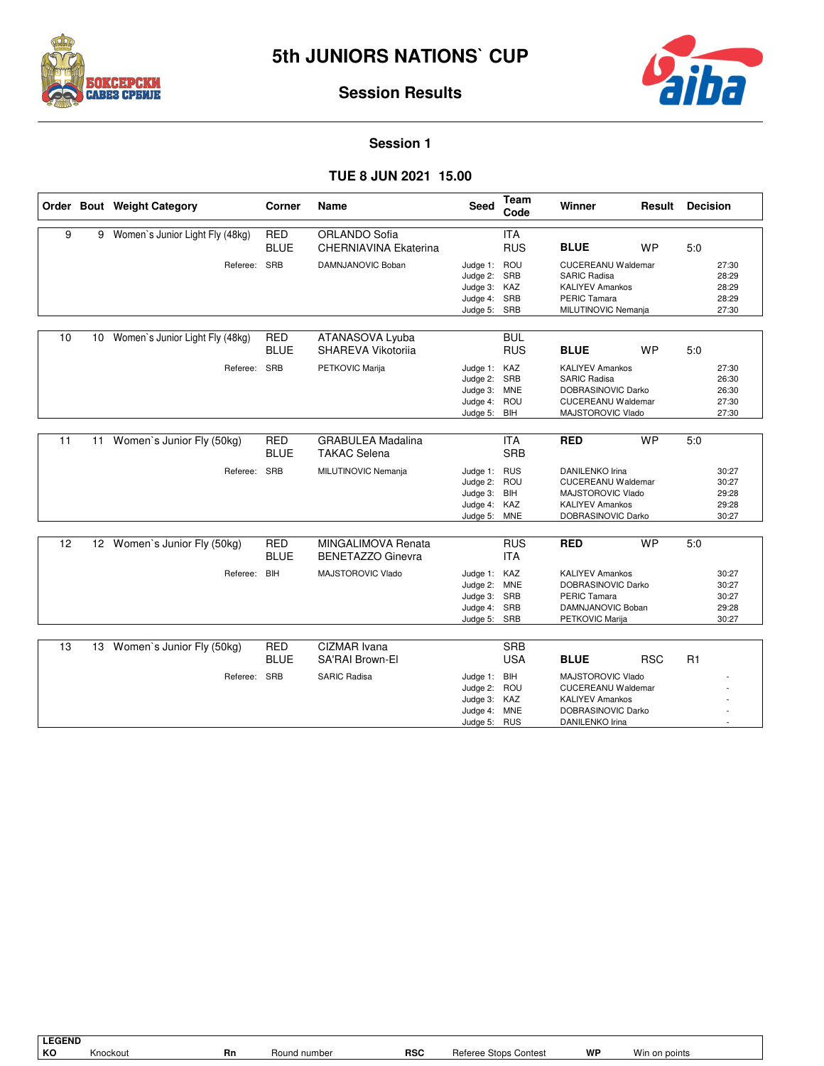# 5th JUNIORS NATIONS` CUP

## Session Results

### Session 1

### TUE 8 JUN 2021 15.00

| Order | Bout | Weight Category | Corner | Name | Seed | Team Code | Winner | Result | Decision |
|---|---|---|---|---|---|---|---|---|---|
| 9 | 9 | Women`s Junior Light Fly (48kg) | RED | ORLANDO Sofia | | ITA | | | |
| | | | BLUE | CHERNIAVINA Ekaterina | | RUS | **BLUE** | WP | 5:0 |
| | | Referee: | SRB | DAMNJANOVIC Boban | Judge 1: | ROU | CUCEREANU Waldemar | | 27:30 |
| | | | | | Judge 2: | SRB | SARIC Radisa | | 28:29 |
| | | | | | Judge 3: | KAZ | KALIYEV Amankos | | 28:29 |
| | | | | | Judge 4: | SRB | PERIC Tamara | | 28:29 |
| | | | | | Judge 5: | SRB | MILUTINOVIC Nemanja | | 27:30 |
| 10 | 10 | Women`s Junior Light Fly (48kg) | RED | ATANASOVA Lyuba | | BUL | | | |
| | | | BLUE | SHAREVA Vikotoriia | | RUS | **BLUE** | WP | 5:0 |
| | | Referee: | SRB | PETKOVIC Marija | Judge 1: | KAZ | KALIYEV Amankos | | 27:30 |
| | | | | | Judge 2: | SRB | SARIC Radisa | | 26:30 |
| | | | | | Judge 3: | MNE | DOBRASINOVIC Darko | | 26:30 |
| | | | | | Judge 4: | ROU | CUCEREANU Waldemar | | 27:30 |
| | | | | | Judge 5: | BIH | MAJSTOROVIC Vlado | | 27:30 |
| 11 | 11 | Women`s Junior Fly (50kg) | RED | GRABULEA Madalina | | ITA | **RED** | WP | 5:0 |
| | | | BLUE | TAKAC Selena | | SRB | | | |
| | | Referee: | SRB | MILUTINOVIC Nemanja | Judge 1: | RUS | DANILENKO Irina | | 30:27 |
| | | | | | Judge 2: | ROU | CUCEREANU Waldemar | | 30:27 |
| | | | | | Judge 3: | BIH | MAJSTOROVIC Vlado | | 29:28 |
| | | | | | Judge 4: | KAZ | KALIYEV Amankos | | 29:28 |
| | | | | | Judge 5: | MNE | DOBRASINOVIC Darko | | 30:27 |
| 12 | 12 | Women`s Junior Fly (50kg) | RED | MINGALIMOVA Renata | | RUS | **RED** | WP | 5:0 |
| | | | BLUE | BENETAZZO Ginevra | | ITA | | | |
| | | Referee: | BIH | MAJSTOROVIC Vlado | Judge 1: | KAZ | KALIYEV Amankos | | 30:27 |
| | | | | | Judge 2: | MNE | DOBRASINOVIC Darko | | 30:27 |
| | | | | | Judge 3: | SRB | PERIC Tamara | | 30:27 |
| | | | | | Judge 4: | SRB | DAMNJANOVIC Boban | | 29:28 |
| | | | | | Judge 5: | SRB | PETKOVIC Marija | | 30:27 |
| 13 | 13 | Women`s Junior Fly (50kg) | RED | CIZMAR Ivana | | SRB | | | |
| | | | BLUE | SA'RAI Brown-El | | USA | **BLUE** | RSC | R1 |
| | | Referee: | SRB | SARIC Radisa | Judge 1: | BIH | MAJSTOROVIC Vlado | | - |
| | | | | | Judge 2: | ROU | CUCEREANU Waldemar | | - |
| | | | | | Judge 3: | KAZ | KALIYEV Amankos | | - |
| | | | | | Judge 4: | MNE | DOBRASINOVIC Darko | | - |
| | | | | | Judge 5: | RUS | DANILENKO Irina | | - |

**LEGEND**

| | | | | | | | |
|---|---|---|---|---|---|---|---|
| KO | Knockout | Rn | Round number | RSC | Referee Stops Contest | WP | Win on points |